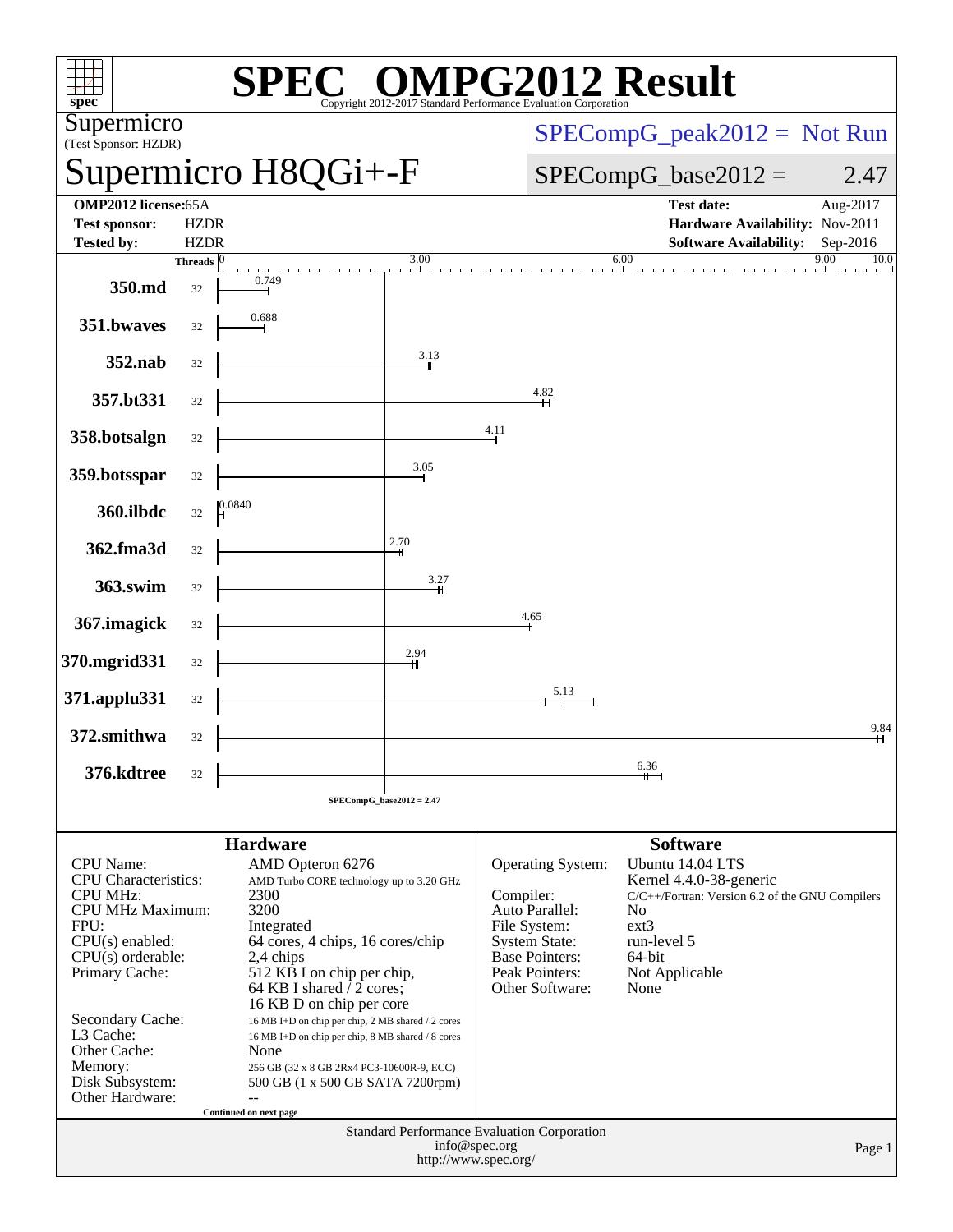# SPEC OMPG2012 Result

Copyright 2012-2017 Standard Performance Evaluation Corporation

**Supermicro**
(Test Sponsor: HZDR)

## Supermicro H8QGi+-F

SPECompG_peak2012 = Not Run

SPECompG_base2012 = 2.47

| | | | |
|---|---|---|---|
| **OMP2012 license:** | 65A | **Test date:** | Aug-2017 |
| **Test sponsor:** | HZDR | **Hardware Availability:** | Nov-2011 |
| **Tested by:** | HZDR | **Software Availability:** | Sep-2016 |

| Benchmark | Threads | Base Ratio |
|---|---|---|
| 350.md | 32 | 0.749 |
| 351.bwaves | 32 | 0.688 |
| 352.nab | 32 | 3.13 |
| 357.bt331 | 32 | 4.82 |
| 358.botsalgn | 32 | 4.11 |
| 359.botsspar | 32 | 3.05 |
| 360.ilbdc | 32 | 0.0840 |
| 362.fma3d | 32 | 2.70 |
| 363.swim | 32 | 3.27 |
| 367.imagick | 32 | 4.65 |
| 370.mgrid331 | 32 | 2.94 |
| 371.applu331 | 32 | 5.13 |
| 372.smithwa | 32 | 9.84 |
| 376.kdtree | 32 | 6.36 |

SPECompG_base2012 = 2.47

### Hardware

| | |
|---|---|
| CPU Name: | AMD Opteron 6276 |
| CPU Characteristics: | AMD Turbo CORE technology up to 3.20 GHz |
| CPU MHz: | 2300 |
| CPU MHz Maximum: | 3200 |
| FPU: | Integrated |
| CPU(s) enabled: | 64 cores, 4 chips, 16 cores/chip |
| CPU(s) orderable: | 2,4 chips |
| Primary Cache: | 512 KB I on chip per chip, 64 KB I shared / 2 cores; 16 KB D on chip per core |
| Secondary Cache: | 16 MB I+D on chip per chip, 2 MB shared / 2 cores |
| L3 Cache: | 16 MB I+D on chip per chip, 8 MB shared / 8 cores |
| Other Cache: | None |
| Memory: | 256 GB (32 x 8 GB 2Rx4 PC3-10600R-9, ECC) |
| Disk Subsystem: | 500 GB (1 x 500 GB SATA 7200rpm) |
| Other Hardware: | -- |

Continued on next page

### Software

| | |
|---|---|
| Operating System: | Ubuntu 14.04 LTS Kernel 4.4.0-38-generic |
| Compiler: | C/C++/Fortran: Version 6.2 of the GNU Compilers |
| Auto Parallel: | No |
| File System: | ext3 |
| System State: | run-level 5 |
| Base Pointers: | 64-bit |
| Peak Pointers: | Not Applicable |
| Other Software: | None |

Standard Performance Evaluation Corporation
info@spec.org
http://www.spec.org/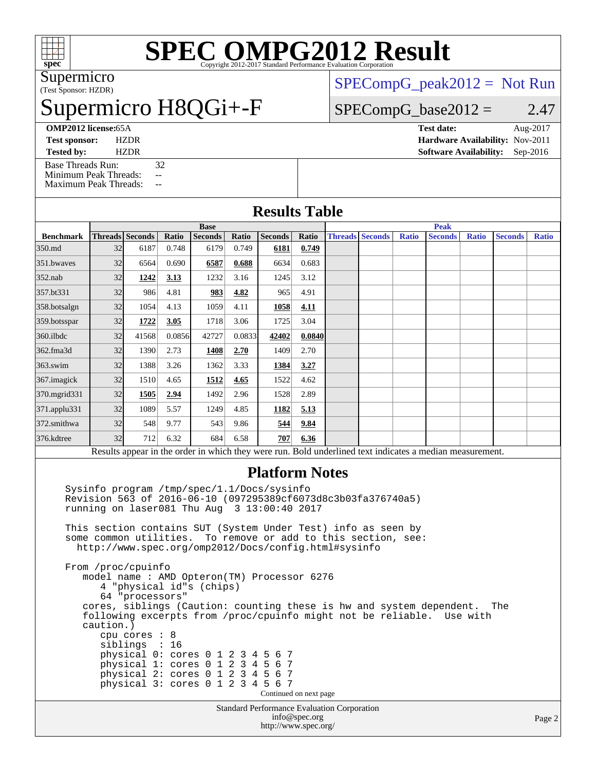# SPEC OMPG2012 Result

Copyright 2012-2017 Standard Performance Evaluation Corporation

Supermicro
(Test Sponsor: HZDR)

# Supermicro H8QGi+-F

SPECompG_peak2012 = Not Run

SPECompG_base2012 = 2.47

**OMP2012 license:** 65A
**Test sponsor:** HZDR
**Tested by:** HZDR

**Test date:** Aug-2017
**Hardware Availability:** Nov-2011
**Software Availability:** Sep-2016

Base Threads Run: 32
Minimum Peak Threads: --
Maximum Peak Threads: --

## Results Table

| Benchmark | Base | | | | | | | Peak | | | | | | |
|---|---|---|---|---|---|---|---|---|---|---|---|---|---|---|
| | Threads | Seconds | Ratio | Seconds | Ratio | Seconds | Ratio | Threads | Seconds | Ratio | Seconds | Ratio | Seconds | Ratio |
| 350.md | 32 | 6187 | 0.748 | 6179 | 0.749 | **6181** | **0.749** | | | | | | | |
| 351.bwaves | 32 | 6564 | 0.690 | **6587** | **0.688** | 6634 | 0.683 | | | | | | | |
| 352.nab | 32 | **1242** | **3.13** | 1232 | 3.16 | 1245 | 3.12 | | | | | | | |
| 357.bt331 | 32 | 986 | 4.81 | **983** | **4.82** | 965 | 4.91 | | | | | | | |
| 358.botsalgn | 32 | 1054 | 4.13 | 1059 | 4.11 | **1058** | **4.11** | | | | | | | |
| 359.botsspar | 32 | **1722** | **3.05** | 1718 | 3.06 | 1725 | 3.04 | | | | | | | |
| 360.ilbdc | 32 | 41568 | 0.0856 | 42727 | 0.0833 | **42402** | **0.0840** | | | | | | | |
| 362.fma3d | 32 | 1390 | 2.73 | **1408** | **2.70** | 1409 | 2.70 | | | | | | | |
| 363.swim | 32 | 1388 | 3.26 | 1362 | 3.33 | **1384** | **3.27** | | | | | | | |
| 367.imagick | 32 | 1510 | 4.65 | **1512** | **4.65** | 1522 | 4.62 | | | | | | | |
| 370.mgrid331 | 32 | **1505** | **2.94** | 1492 | 2.96 | 1528 | 2.89 | | | | | | | |
| 371.applu331 | 32 | 1089 | 5.57 | 1249 | 4.85 | **1182** | **5.13** | | | | | | | |
| 372.smithwa | 32 | 548 | 9.77 | 543 | 9.86 | **544** | **9.84** | | | | | | | |
| 376.kdtree | 32 | 712 | 6.32 | 684 | 6.58 | **707** | **6.36** | | | | | | | |

Results appear in the order in which they were run. Bold underlined text indicates a median measurement.

## Platform Notes

```
Sysinfo program /tmp/spec/1.1/Docs/sysinfo
Revision 563 of 2016-06-10 (097295389cf6073d8c3b03fa376740a5)
running on laser081 Thu Aug  3 13:00:40 2017

This section contains SUT (System Under Test) info as seen by
some common utilities.  To remove or add to this section, see:
  http://www.spec.org/omp2012/Docs/config.html#sysinfo

From /proc/cpuinfo
   model name : AMD Opteron(TM) Processor 6276
      4 "physical id"s (chips)
      64 "processors"
   cores, siblings (Caution: counting these is hw and system dependent.  The
   following excerpts from /proc/cpuinfo might not be reliable.  Use with
   caution.)
      cpu cores : 8
      siblings  : 16
      physical 0: cores 0 1 2 3 4 5 6 7
      physical 1: cores 0 1 2 3 4 5 6 7
      physical 2: cores 0 1 2 3 4 5 6 7
      physical 3: cores 0 1 2 3 4 5 6 7
```

Continued on next page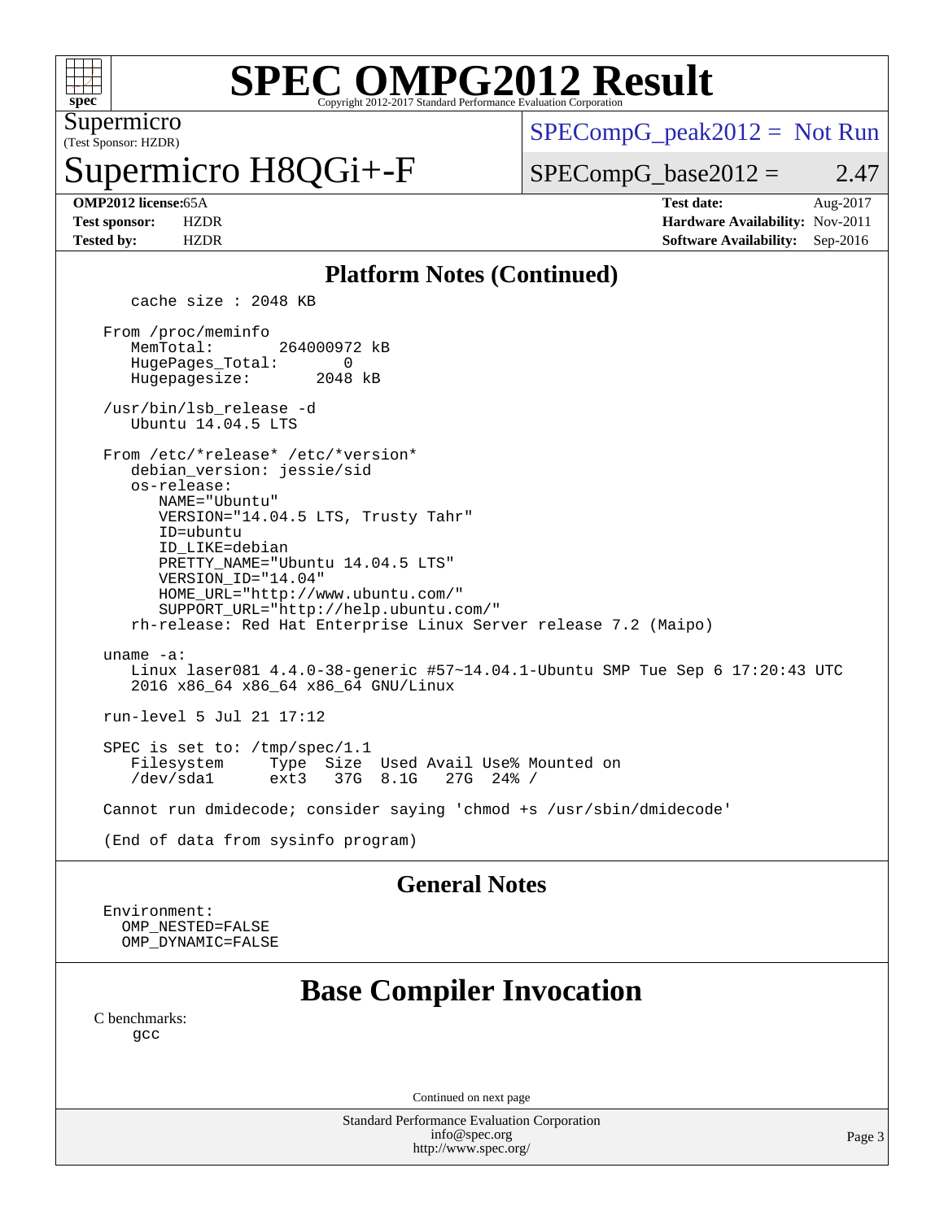# SPEC OMPG2012 Result

Copyright 2012-2017 Standard Performance Evaluation Corporation

Supermicro
(Test Sponsor: HZDR)

# Supermicro H8QGi+-F

SPECompG_peak2012 = Not Run

SPECompG_base2012 = 2.47

| | | | |
|---|---|---|---|
| **OMP2012 license:** | 65A | **Test date:** | Aug-2017 |
| **Test sponsor:** | HZDR | **Hardware Availability:** | Nov-2011 |
| **Tested by:** | HZDR | **Software Availability:** | Sep-2016 |

## Platform Notes (Continued)

```
      cache size : 2048 KB

   From /proc/meminfo
      MemTotal:       264000972 kB
      HugePages_Total:        0
      Hugepagesize:        2048 kB

   /usr/bin/lsb_release -d
      Ubuntu 14.04.5 LTS

   From /etc/*release* /etc/*version*
      debian_version: jessie/sid
      os-release:
         NAME="Ubuntu"
         VERSION="14.04.5 LTS, Trusty Tahr"
         ID=ubuntu
         ID_LIKE=debian
         PRETTY_NAME="Ubuntu 14.04.5 LTS"
         VERSION_ID="14.04"
         HOME_URL="http://www.ubuntu.com/"
         SUPPORT_URL="http://help.ubuntu.com/"
      rh-release: Red Hat Enterprise Linux Server release 7.2 (Maipo)

   uname -a:
      Linux laser081 4.4.0-38-generic #57~14.04.1-Ubuntu SMP Tue Sep 6 17:20:43 UTC
      2016 x86_64 x86_64 x86_64 GNU/Linux

   run-level 5 Jul 21 17:12

   SPEC is set to: /tmp/spec/1.1
      Filesystem     Type  Size  Used Avail Use% Mounted on
      /dev/sda1      ext3   37G  8.1G   27G  24% /

   Cannot run dmidecode; consider saying 'chmod +s /usr/sbin/dmidecode'

   (End of data from sysinfo program)
```

## General Notes

```
Environment:
  OMP_NESTED=FALSE
  OMP_DYNAMIC=FALSE
```

## Base Compiler Invocation

C benchmarks:

```
gcc
```

Continued on next page

Standard Performance Evaluation Corporation
info@spec.org
http://www.spec.org/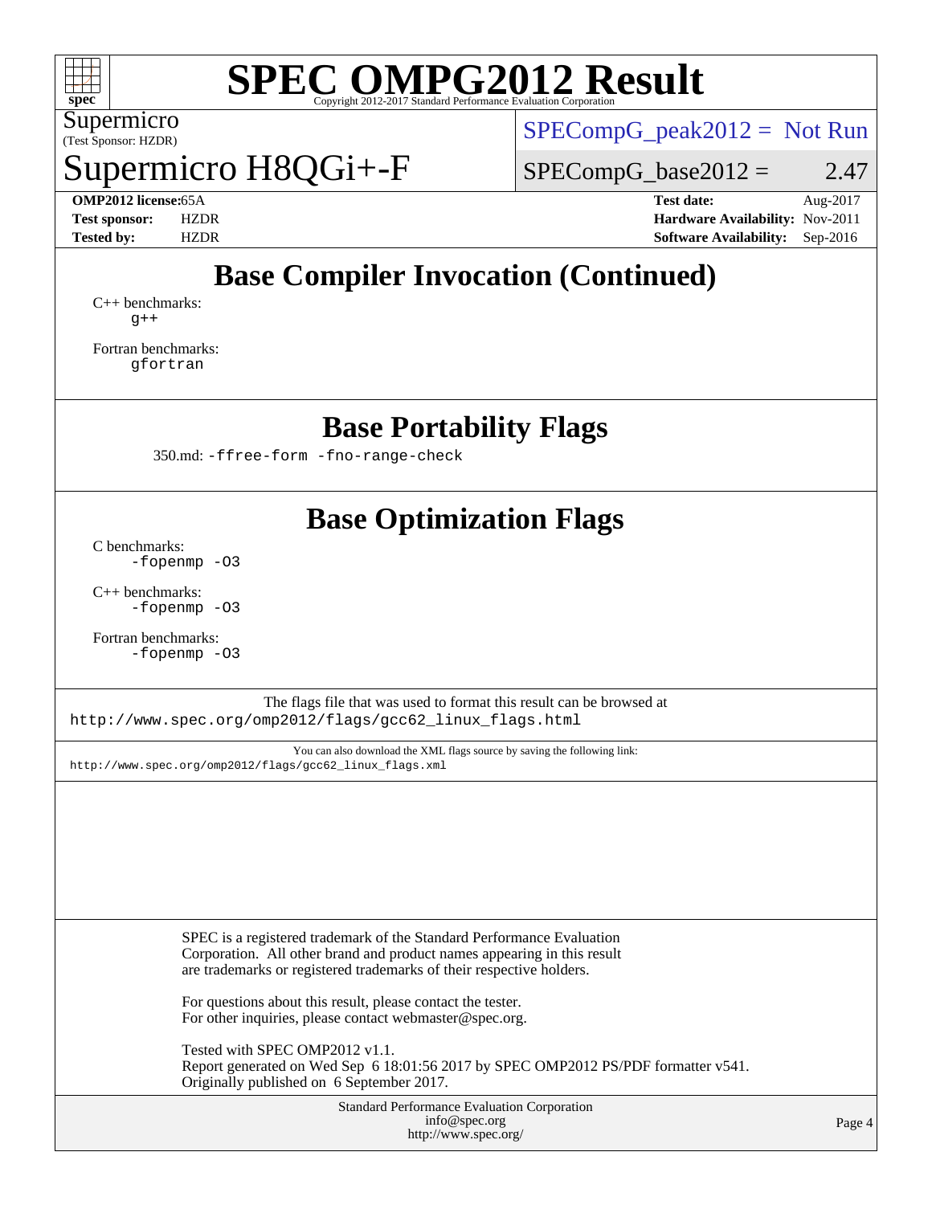# SPEC OMPG2012 Result

Copyright 2012-2017 Standard Performance Evaluation Corporation

Supermicro
(Test Sponsor: HZDR)

## Supermicro H8QGi+-F

SPECompG_peak2012 = Not Run

SPECompG_base2012 = 2.47

| | | | |
|---|---|---|---|
| **OMP2012 license:** | 65A | **Test date:** | Aug-2017 |
| **Test sponsor:** | HZDR | **Hardware Availability:** | Nov-2011 |
| **Tested by:** | HZDR | **Software Availability:** | Sep-2016 |

## Base Compiler Invocation (Continued)

C++ benchmarks:
```
g++
```

Fortran benchmarks:
```
gfortran
```

## Base Portability Flags

350.md: `-ffree-form -fno-range-check`

## Base Optimization Flags

C benchmarks:
```
-fopenmp -O3
```

C++ benchmarks:
```
-fopenmp -O3
```

Fortran benchmarks:
```
-fopenmp -O3
```

The flags file that was used to format this result can be browsed at
http://www.spec.org/omp2012/flags/gcc62_linux_flags.html

You can also download the XML flags source by saving the following link:
http://www.spec.org/omp2012/flags/gcc62_linux_flags.xml

SPEC is a registered trademark of the Standard Performance Evaluation Corporation. All other brand and product names appearing in this result are trademarks or registered trademarks of their respective holders.

For questions about this result, please contact the tester.
For other inquiries, please contact webmaster@spec.org.

Tested with SPEC OMP2012 v1.1.
Report generated on Wed Sep 6 18:01:56 2017 by SPEC OMP2012 PS/PDF formatter v541.
Originally published on 6 September 2017.

Standard Performance Evaluation Corporation
info@spec.org
http://www.spec.org/